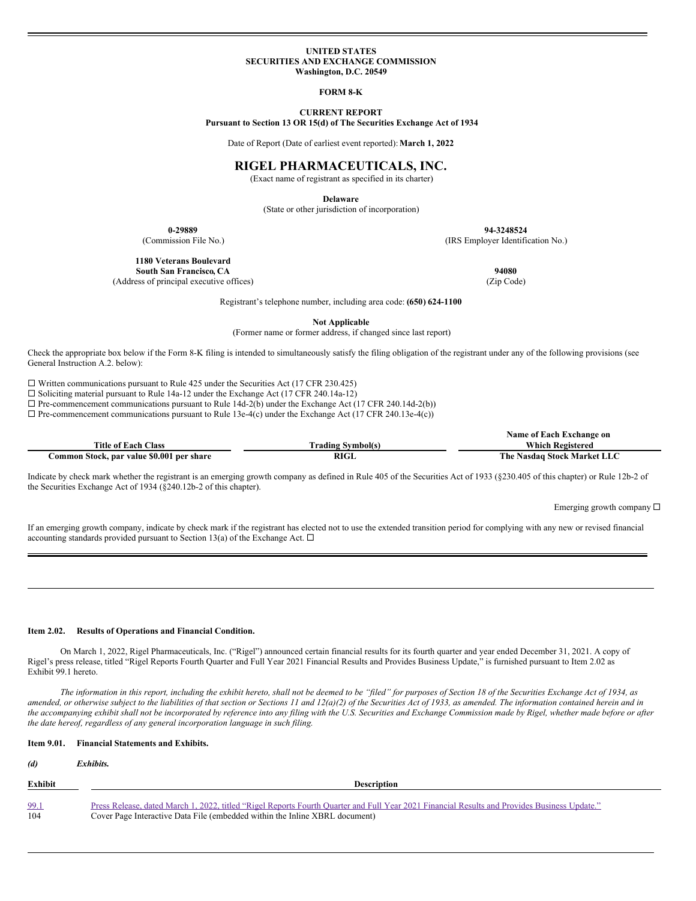**UNITED STATES**
**SECURITIES AND EXCHANGE COMMISSION**
**Washington, D.C. 20549**

**FORM 8-K**

**CURRENT REPORT**
**Pursuant to Section 13 OR 15(d) of The Securities Exchange Act of 1934**

Date of Report (Date of earliest event reported): **March 1, 2022**

# RIGEL PHARMACEUTICALS, INC.

(Exact name of registrant as specified in its charter)

**Delaware**
(State or other jurisdiction of incorporation)

| **0-29889** | **94-3248524** |
|---|---|
| (Commission File No.) | (IRS Employer Identification No.) |

| **1180 Veterans Boulevard** **South San Francisco, CA** | **94080** |
|---|---|
| (Address of principal executive offices) | (Zip Code) |

Registrant's telephone number, including area code: **(650) 624-1100**

**Not Applicable**
(Former name or former address, if changed since last report)

Check the appropriate box below if the Form 8-K filing is intended to simultaneously satisfy the filing obligation of the registrant under any of the following provisions (see General Instruction A.2. below):

☐ Written communications pursuant to Rule 425 under the Securities Act (17 CFR 230.425)
☐ Soliciting material pursuant to Rule 14a-12 under the Exchange Act (17 CFR 240.14a-12)
☐ Pre-commencement communications pursuant to Rule 14d-2(b) under the Exchange Act (17 CFR 240.14d-2(b))
☐ Pre-commencement communications pursuant to Rule 13e-4(c) under the Exchange Act (17 CFR 240.13e-4(c))

| Title of Each Class | Trading Symbol(s) | Name of Each Exchange on Which Registered |
|---|---|---|
| **Common Stock, par value $0.001 per share** | **RIGL** | **The Nasdaq Stock Market LLC** |

Indicate by check mark whether the registrant is an emerging growth company as defined in Rule 405 of the Securities Act of 1933 (§230.405 of this chapter) or Rule 12b-2 of the Securities Exchange Act of 1934 (§240.12b-2 of this chapter).

Emerging growth company ☐

If an emerging growth company, indicate by check mark if the registrant has elected not to use the extended transition period for complying with any new or revised financial accounting standards provided pursuant to Section 13(a) of the Exchange Act. ☐

---

**Item 2.02. Results of Operations and Financial Condition.**

On March 1, 2022, Rigel Pharmaceuticals, Inc. ("Rigel") announced certain financial results for its fourth quarter and year ended December 31, 2021. A copy of Rigel's press release, titled "Rigel Reports Fourth Quarter and Full Year 2021 Financial Results and Provides Business Update," is furnished pursuant to Item 2.02 as Exhibit 99.1 hereto.

*The information in this report, including the exhibit hereto, shall not be deemed to be "filed" for purposes of Section 18 of the Securities Exchange Act of 1934, as amended, or otherwise subject to the liabilities of that section or Sections 11 and 12(a)(2) of the Securities Act of 1933, as amended. The information contained herein and in the accompanying exhibit shall not be incorporated by reference into any filing with the U.S. Securities and Exchange Commission made by Rigel, whether made before or after the date hereof, regardless of any general incorporation language in such filing.*

**Item 9.01. Financial Statements and Exhibits.**

***(d) Exhibits.***

| Exhibit | Description |
|---|---|
| 99.1 | Press Release, dated March 1, 2022, titled "Rigel Reports Fourth Quarter and Full Year 2021 Financial Results and Provides Business Update." |
| 104 | Cover Page Interactive Data File (embedded within the Inline XBRL document) |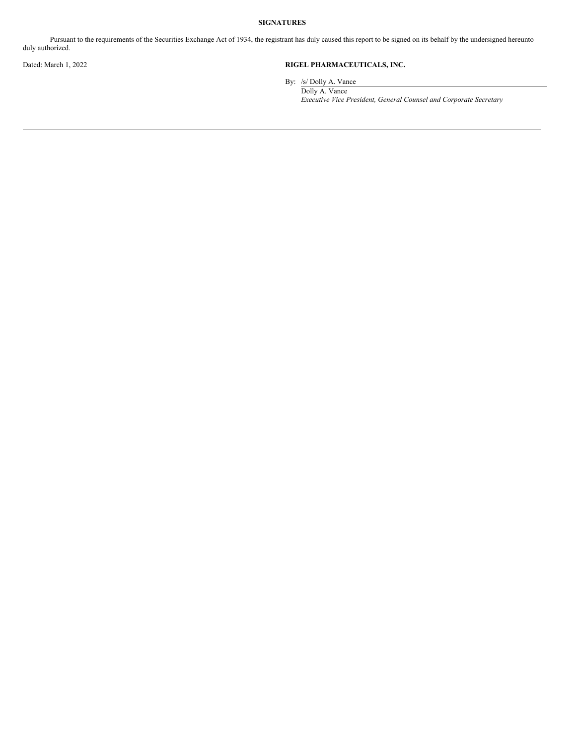**SIGNATURES**

Pursuant to the requirements of the Securities Exchange Act of 1934, the registrant has duly caused this report to be signed on its behalf by the undersigned hereunto duly authorized.

Dated: March 1, 2022

**RIGEL PHARMACEUTICALS, INC.**

By: /s/ Dolly A. Vance

Dolly A. Vance

*Executive Vice President, General Counsel and Corporate Secretary*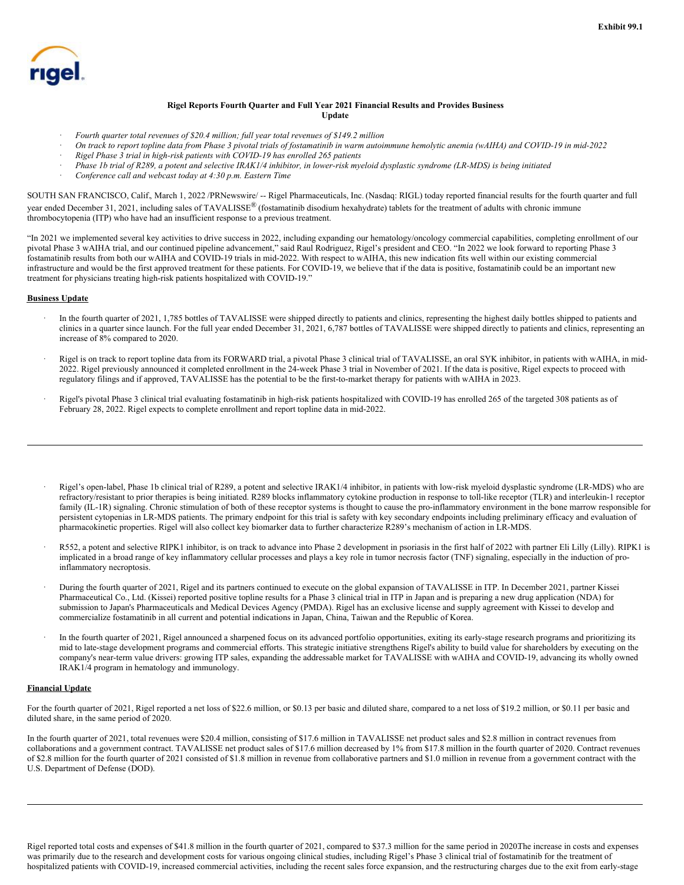Exhibit 99.1

rigel.

**Rigel Reports Fourth Quarter and Full Year 2021 Financial Results and Provides Business Update**

- *Fourth quarter total revenues of $20.4 million; full year total revenues of $149.2 million*
- *On track to report topline data from Phase 3 pivotal trials of fostamatinib in warm autoimmune hemolytic anemia (wAIHA) and COVID-19 in mid-2022*
- *Rigel Phase 3 trial in high-risk patients with COVID-19 has enrolled 265 patients*
- *Phase 1b trial of R289, a potent and selective IRAK1/4 inhibitor, in lower-risk myeloid dysplastic syndrome (LR-MDS) is being initiated*
- *Conference call and webcast today at 4:30 p.m. Eastern Time*

SOUTH SAN FRANCISCO, Calif., March 1, 2022 /PRNewswire/ -- Rigel Pharmaceuticals, Inc. (Nasdaq: RIGL) today reported financial results for the fourth quarter and full year ended December 31, 2021, including sales of TAVALISSE® (fostamatinib disodium hexahydrate) tablets for the treatment of adults with chronic immune thrombocytopenia (ITP) who have had an insufficient response to a previous treatment.

"In 2021 we implemented several key activities to drive success in 2022, including expanding our hematology/oncology commercial capabilities, completing enrollment of our pivotal Phase 3 wAIHA trial, and our continued pipeline advancement," said Raul Rodriguez, Rigel's president and CEO. "In 2022 we look forward to reporting Phase 3 fostamatinib results from both our wAIHA and COVID-19 trials in mid-2022. With respect to wAIHA, this new indication fits well within our existing commercial infrastructure and would be the first approved treatment for these patients. For COVID-19, we believe that if the data is positive, fostamatinib could be an important new treatment for physicians treating high-risk patients hospitalized with COVID-19."

**Business Update**

- In the fourth quarter of 2021, 1,785 bottles of TAVALISSE were shipped directly to patients and clinics, representing the highest daily bottles shipped to patients and clinics in a quarter since launch. For the full year ended December 31, 2021, 6,787 bottles of TAVALISSE were shipped directly to patients and clinics, representing an increase of 8% compared to 2020.

- Rigel is on track to report topline data from its FORWARD trial, a pivotal Phase 3 clinical trial of TAVALISSE, an oral SYK inhibitor, in patients with wAIHA, in mid-2022. Rigel previously announced it completed enrollment in the 24-week Phase 3 trial in November of 2021. If the data is positive, Rigel expects to proceed with regulatory filings and if approved, TAVALISSE has the potential to be the first-to-market therapy for patients with wAIHA in 2023.

- Rigel's pivotal Phase 3 clinical trial evaluating fostamatinib in high-risk patients hospitalized with COVID-19 has enrolled 265 of the targeted 308 patients as of February 28, 2022. Rigel expects to complete enrollment and report topline data in mid-2022.

- Rigel's open-label, Phase 1b clinical trial of R289, a potent and selective IRAK1/4 inhibitor, in patients with low-risk myeloid dysplastic syndrome (LR-MDS) who are refractory/resistant to prior therapies is being initiated. R289 blocks inflammatory cytokine production in response to toll-like receptor (TLR) and interleukin-1 receptor family (IL-1R) signaling. Chronic stimulation of both of these receptor systems is thought to cause the pro-inflammatory environment in the bone marrow responsible for persistent cytopenias in LR-MDS patients. The primary endpoint for this trial is safety with key secondary endpoints including preliminary efficacy and evaluation of pharmacokinetic properties. Rigel will also collect key biomarker data to further characterize R289's mechanism of action in LR-MDS.

- R552, a potent and selective RIPK1 inhibitor, is on track to advance into Phase 2 development in psoriasis in the first half of 2022 with partner Eli Lilly (Lilly). RIPK1 is implicated in a broad range of key inflammatory cellular processes and plays a key role in tumor necrosis factor (TNF) signaling, especially in the induction of pro-inflammatory necroptosis.

- During the fourth quarter of 2021, Rigel and its partners continued to execute on the global expansion of TAVALISSE in ITP. In December 2021, partner Kissei Pharmaceutical Co., Ltd. (Kissei) reported positive topline results for a Phase 3 clinical trial in ITP in Japan and is preparing a new drug application (NDA) for submission to Japan's Pharmaceuticals and Medical Devices Agency (PMDA). Rigel has an exclusive license and supply agreement with Kissei to develop and commercialize fostamatinib in all current and potential indications in Japan, China, Taiwan and the Republic of Korea.

- In the fourth quarter of 2021, Rigel announced a sharpened focus on its advanced portfolio opportunities, exiting its early-stage research programs and prioritizing its mid to late-stage development programs and commercial efforts. This strategic initiative strengthens Rigel's ability to build value for shareholders by executing on the company's near-term value drivers: growing ITP sales, expanding the addressable market for TAVALISSE with wAIHA and COVID-19, advancing its wholly owned IRAK1/4 program in hematology and immunology.

**Financial Update**

For the fourth quarter of 2021, Rigel reported a net loss of $22.6 million, or $0.13 per basic and diluted share, compared to a net loss of $19.2 million, or $0.11 per basic and diluted share, in the same period of 2020.

In the fourth quarter of 2021, total revenues were $20.4 million, consisting of $17.6 million in TAVALISSE net product sales and $2.8 million in contract revenues from collaborations and a government contract. TAVALISSE net product sales of $17.6 million decreased by 1% from $17.8 million in the fourth quarter of 2020. Contract revenues of $2.8 million for the fourth quarter of 2021 consisted of $1.8 million in revenue from collaborative partners and $1.0 million in revenue from a government contract with the U.S. Department of Defense (DOD).

Rigel reported total costs and expenses of $41.8 million in the fourth quarter of 2021, compared to $37.3 million for the same period in 2020.The increase in costs and expenses was primarily due to the research and development costs for various ongoing clinical studies, including Rigel's Phase 3 clinical trial of fostamatinib for the treatment of hospitalized patients with COVID-19, increased commercial activities, including the recent sales force expansion, and the restructuring charges due to the exit from early-stage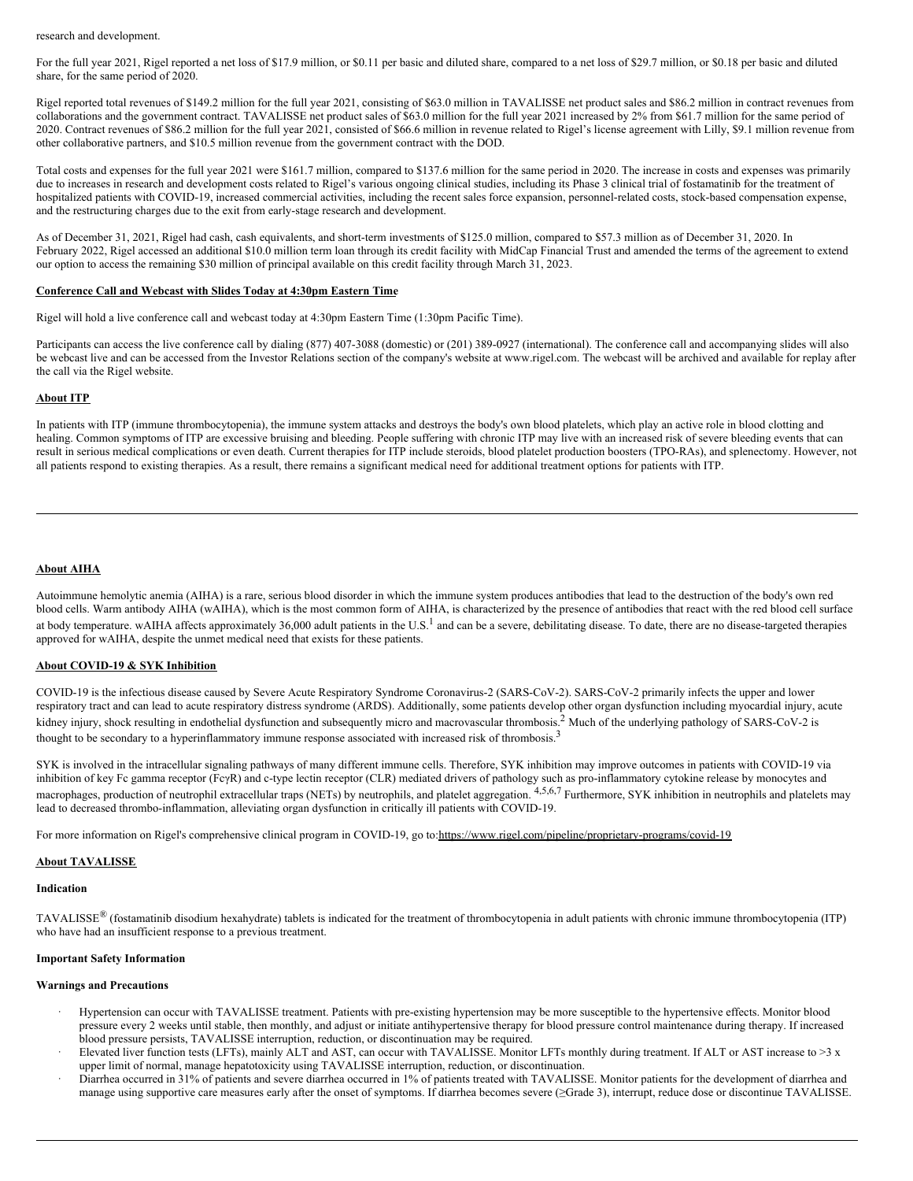research and development.

For the full year 2021, Rigel reported a net loss of $17.9 million, or $0.11 per basic and diluted share, compared to a net loss of $29.7 million, or $0.18 per basic and diluted share, for the same period of 2020.

Rigel reported total revenues of $149.2 million for the full year 2021, consisting of $63.0 million in TAVALISSE net product sales and $86.2 million in contract revenues from collaborations and the government contract. TAVALISSE net product sales of $63.0 million for the full year 2021 increased by 2% from $61.7 million for the same period of 2020. Contract revenues of $86.2 million for the full year 2021, consisted of $66.6 million in revenue related to Rigel's license agreement with Lilly, $9.1 million revenue from other collaborative partners, and $10.5 million revenue from the government contract with the DOD.

Total costs and expenses for the full year 2021 were $161.7 million, compared to $137.6 million for the same period in 2020. The increase in costs and expenses was primarily due to increases in research and development costs related to Rigel's various ongoing clinical studies, including its Phase 3 clinical trial of fostamatinib for the treatment of hospitalized patients with COVID-19, increased commercial activities, including the recent sales force expansion, personnel-related costs, stock-based compensation expense, and the restructuring charges due to the exit from early-stage research and development.

As of December 31, 2021, Rigel had cash, cash equivalents, and short-term investments of $125.0 million, compared to $57.3 million as of December 31, 2020. In February 2022, Rigel accessed an additional $10.0 million term loan through its credit facility with MidCap Financial Trust and amended the terms of the agreement to extend our option to access the remaining $30 million of principal available on this credit facility through March 31, 2023.

## Conference Call and Webcast with Slides Today at 4:30pm Eastern Time

Rigel will hold a live conference call and webcast today at 4:30pm Eastern Time (1:30pm Pacific Time).

Participants can access the live conference call by dialing (877) 407-3088 (domestic) or (201) 389-0927 (international). The conference call and accompanying slides will also be webcast live and can be accessed from the Investor Relations section of the company's website at www.rigel.com. The webcast will be archived and available for replay after the call via the Rigel website.

## About ITP

In patients with ITP (immune thrombocytopenia), the immune system attacks and destroys the body's own blood platelets, which play an active role in blood clotting and healing. Common symptoms of ITP are excessive bruising and bleeding. People suffering with chronic ITP may live with an increased risk of severe bleeding events that can result in serious medical complications or even death. Current therapies for ITP include steroids, blood platelet production boosters (TPO-RAs), and splenectomy. However, not all patients respond to existing therapies. As a result, there remains a significant medical need for additional treatment options for patients with ITP.

## About AIHA

Autoimmune hemolytic anemia (AIHA) is a rare, serious blood disorder in which the immune system produces antibodies that lead to the destruction of the body's own red blood cells. Warm antibody AIHA (wAIHA), which is the most common form of AIHA, is characterized by the presence of antibodies that react with the red blood cell surface at body temperature. wAIHA affects approximately 36,000 adult patients in the U.S.[1] and can be a severe, debilitating disease. To date, there are no disease-targeted therapies approved for wAIHA, despite the unmet medical need that exists for these patients.

## About COVID-19 & SYK Inhibition

COVID-19 is the infectious disease caused by Severe Acute Respiratory Syndrome Coronavirus-2 (SARS-CoV-2). SARS-CoV-2 primarily infects the upper and lower respiratory tract and can lead to acute respiratory distress syndrome (ARDS). Additionally, some patients develop other organ dysfunction including myocardial injury, acute kidney injury, shock resulting in endothelial dysfunction and subsequently micro and macrovascular thrombosis.[2] Much of the underlying pathology of SARS-CoV-2 is thought to be secondary to a hyperinflammatory immune response associated with increased risk of thrombosis.[3]

SYK is involved in the intracellular signaling pathways of many different immune cells. Therefore, SYK inhibition may improve outcomes in patients with COVID-19 via inhibition of key Fc gamma receptor (FcγR) and c-type lectin receptor (CLR) mediated drivers of pathology such as pro-inflammatory cytokine release by monocytes and macrophages, production of neutrophil extracellular traps (NETs) by neutrophils, and platelet aggregation.[4,5,6,7] Furthermore, SYK inhibition in neutrophils and platelets may lead to decreased thrombo-inflammation, alleviating organ dysfunction in critically ill patients with COVID-19.

For more information on Rigel's comprehensive clinical program in COVID-19, go to: https://www.rigel.com/pipeline/proprietary-programs/covid-19

## About TAVALISSE

### Indication

TAVALISSE® (fostamatinib disodium hexahydrate) tablets is indicated for the treatment of thrombocytopenia in adult patients with chronic immune thrombocytopenia (ITP) who have had an insufficient response to a previous treatment.

### Important Safety Information

#### Warnings and Precautions

- Hypertension can occur with TAVALISSE treatment. Patients with pre-existing hypertension may be more susceptible to the hypertensive effects. Monitor blood pressure every 2 weeks until stable, then monthly, and adjust or initiate antihypertensive therapy for blood pressure control maintenance during therapy. If increased blood pressure persists, TAVALISSE interruption, reduction, or discontinuation may be required.
- Elevated liver function tests (LFTs), mainly ALT and AST, can occur with TAVALISSE. Monitor LFTs monthly during treatment. If ALT or AST increase to >3 x upper limit of normal, manage hepatotoxicity using TAVALISSE interruption, reduction, or discontinuation.
- Diarrhea occurred in 31% of patients and severe diarrhea occurred in 1% of patients treated with TAVALISSE. Monitor patients for the development of diarrhea and manage using supportive care measures early after the onset of symptoms. If diarrhea becomes severe (≥Grade 3), interrupt, reduce dose or discontinue TAVALISSE.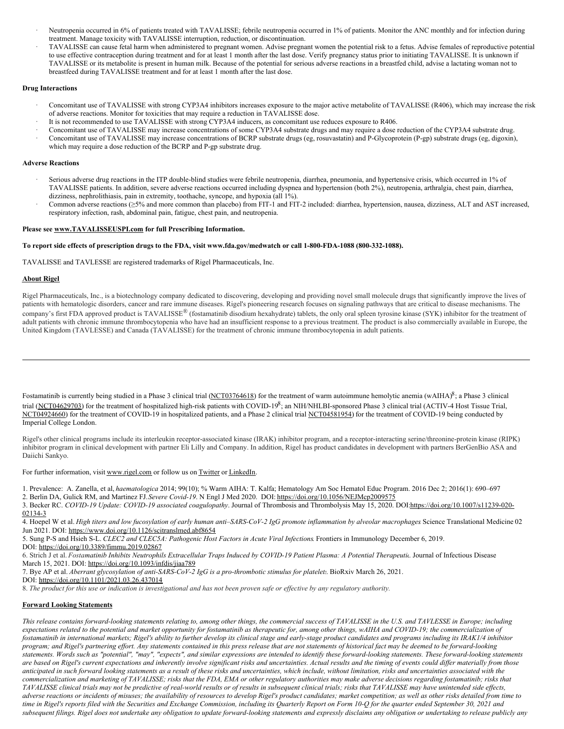- Neutropenia occurred in 6% of patients treated with TAVALISSE; febrile neutropenia occurred in 1% of patients. Monitor the ANC monthly and for infection during treatment. Manage toxicity with TAVALISSE interruption, reduction, or discontinuation.
- TAVALISSE can cause fetal harm when administered to pregnant women. Advise pregnant women the potential risk to a fetus. Advise females of reproductive potential to use effective contraception during treatment and for at least 1 month after the last dose. Verify pregnancy status prior to initiating TAVALISSE. It is unknown if TAVALISSE or its metabolite is present in human milk. Because of the potential for serious adverse reactions in a breastfed child, advise a lactating woman not to breastfeed during TAVALISSE treatment and for at least 1 month after the last dose.

**Drug Interactions**

- Concomitant use of TAVALISSE with strong CYP3A4 inhibitors increases exposure to the major active metabolite of TAVALISSE (R406), which may increase the risk of adverse reactions. Monitor for toxicities that may require a reduction in TAVALISSE dose.
- It is not recommended to use TAVALISSE with strong CYP3A4 inducers, as concomitant use reduces exposure to R406.
- Concomitant use of TAVALISSE may increase concentrations of some CYP3A4 substrate drugs and may require a dose reduction of the CYP3A4 substrate drug.
- Concomitant use of TAVALISSE may increase concentrations of BCRP substrate drugs (eg, rosuvastatin) and P-Glycoprotein (P-gp) substrate drugs (eg, digoxin), which may require a dose reduction of the BCRP and P-gp substrate drug.

**Adverse Reactions**

- Serious adverse drug reactions in the ITP double-blind studies were febrile neutropenia, diarrhea, pneumonia, and hypertensive crisis, which occurred in 1% of TAVALISSE patients. In addition, severe adverse reactions occurred including dyspnea and hypertension (both 2%), neutropenia, arthralgia, chest pain, diarrhea, dizziness, nephrolithiasis, pain in extremity, toothache, syncope, and hypoxia (all 1%).
- Common adverse reactions (≥5% and more common than placebo) from FIT-1 and FIT-2 included: diarrhea, hypertension, nausea, dizziness, ALT and AST increased, respiratory infection, rash, abdominal pain, fatigue, chest pain, and neutropenia.

**Please see www.TAVALISSEUSPI.com for full Prescribing Information.**

**To report side effects of prescription drugs to the FDA, visit www.fda.gov/medwatch or call 1-800-FDA-1088 (800-332-1088).**

TAVALISSE and TAVLESSE are registered trademarks of Rigel Pharmaceuticals, Inc.

**About Rigel**

Rigel Pharmaceuticals, Inc., is a biotechnology company dedicated to discovering, developing and providing novel small molecule drugs that significantly improve the lives of patients with hematologic disorders, cancer and rare immune diseases. Rigel's pioneering research focuses on signaling pathways that are critical to disease mechanisms. The company's first FDA approved product is TAVALISSE® (fostamatinib disodium hexahydrate) tablets, the only oral spleen tyrosine kinase (SYK) inhibitor for the treatment of adult patients with chronic immune thrombocytopenia who have had an insufficient response to a previous treatment. The product is also commercially available in Europe, the United Kingdom (TAVLESSE) and Canada (TAVALISSE) for the treatment of chronic immune thrombocytopenia in adult patients.

---

Fostamatinib is currently being studied in a Phase 3 clinical trial (NCT03764618) for the treatment of warm autoimmune hemolytic anemia (wAIHA)[8]; a Phase 3 clinical trial (NCT04629703) for the treatment of hospitalized high-risk patients with COVID-19[8]; an NIH/NHLBI-sponsored Phase 3 clinical trial (ACTIV-4 Host Tissue Trial, NCT04924660) for the treatment of COVID-19 in hospitalized patients, and a Phase 2 clinical trial NCT04581954) for the treatment of COVID-19 being conducted by Imperial College London.

Rigel's other clinical programs include its interleukin receptor-associated kinase (IRAK) inhibitor program, and a receptor-interacting serine/threonine-protein kinase (RIPK) inhibitor program in clinical development with partner Eli Lilly and Company. In addition, Rigel has product candidates in development with partners BerGenBio ASA and Daiichi Sankyo.

For further information, visit www.rigel.com or follow us on Twitter or LinkedIn.

1. Prevalence: A. Zanella, et al, *haematologica* 2014; 99(10); % Warm AIHA: T. Kalfa; Hematology Am Soc Hematol Educ Program. 2016 Dec 2; 2016(1): 690–697
2. Berlin DA, Gulick RM, and Martinez FJ. *Severe Covid-19*. N Engl J Med 2020. DOI: https://doi.org/10.1056/NEJMcp2009575
3. Becker RC. *COVID-19 Update: COVID-19 associated coagulopathy*. Journal of Thrombosis and Thrombolysis May 15, 2020. DOI:https://doi.org/10.1007/s11239-020-02134-3
4. Hoepel W et al. *High titers and low fucosylation of early human anti–SARS-CoV-2 IgG promote inflammation by alveolar macrophages* Science Translational Medicine 02 Jun 2021. DOI: https://www.doi.org/10.1126/scitranslmed.abf8654
5. Sung P-S and Hsieh S-L. *CLEC2 and CLEC5A: Pathogenic Host Factors in Acute Viral Infections*. Frontiers in Immunology December 6, 2019. DOI: https://doi.org/10.3389/fimmu.2019.02867
6. Strich J et al. *Fostamatinib Inhibits Neutrophils Extracellular Traps Induced by COVID-19 Patient Plasma: A Potential Therapeutic*. Journal of Infectious Disease March 15, 2021. DOI: https://doi.org/10.1093/infdis/jiaa789
7. Bye AP et al. *Aberrant glycosylation of anti-SARS-CoV-2 IgG is a pro-thrombotic stimulus for platelets*. BioRxiv March 26, 2021. DOI: https://doi.org/10.1101/2021.03.26.437014
8. *The product for this use or indication is investigational and has not been proven safe or effective by any regulatory authority.*

**Forward Looking Statements**

*This release contains forward-looking statements relating to, among other things, the commercial success of TAVALISSE in the U.S. and TAVLESSE in Europe; including expectations related to the potential and market opportunity for fostamatinib as therapeutic for, among other things, wAIHA and COVID-19; the commercialization of fostamatinib in international markets; Rigel's ability to further develop its clinical stage and early-stage product candidates and programs including its IRAK1/4 inhibitor program; and Rigel's partnering effort. Any statements contained in this press release that are not statements of historical fact may be deemed to be forward-looking statements. Words such as "potential", "may", "expects", and similar expressions are intended to identify these forward-looking statements. These forward-looking statements are based on Rigel's current expectations and inherently involve significant risks and uncertainties. Actual results and the timing of events could differ materially from those anticipated in such forward looking statements as a result of these risks and uncertainties, which include, without limitation, risks and uncertainties associated with the commercialization and marketing of TAVALISSE; risks that the FDA, EMA or other regulatory authorities may make adverse decisions regarding fostamatinib; risks that TAVALISSE clinical trials may not be predictive of real-world results or of results in subsequent clinical trials; risks that TAVALISSE may have unintended side effects, adverse reactions or incidents of misuses; the availability of resources to develop Rigel's product candidates; market competition; as well as other risks detailed from time to time in Rigel's reports filed with the Securities and Exchange Commission, including its Quarterly Report on Form 10-Q for the quarter ended September 30, 2021 and subsequent filings. Rigel does not undertake any obligation to update forward-looking statements and expressly disclaims any obligation or undertaking to release publicly any*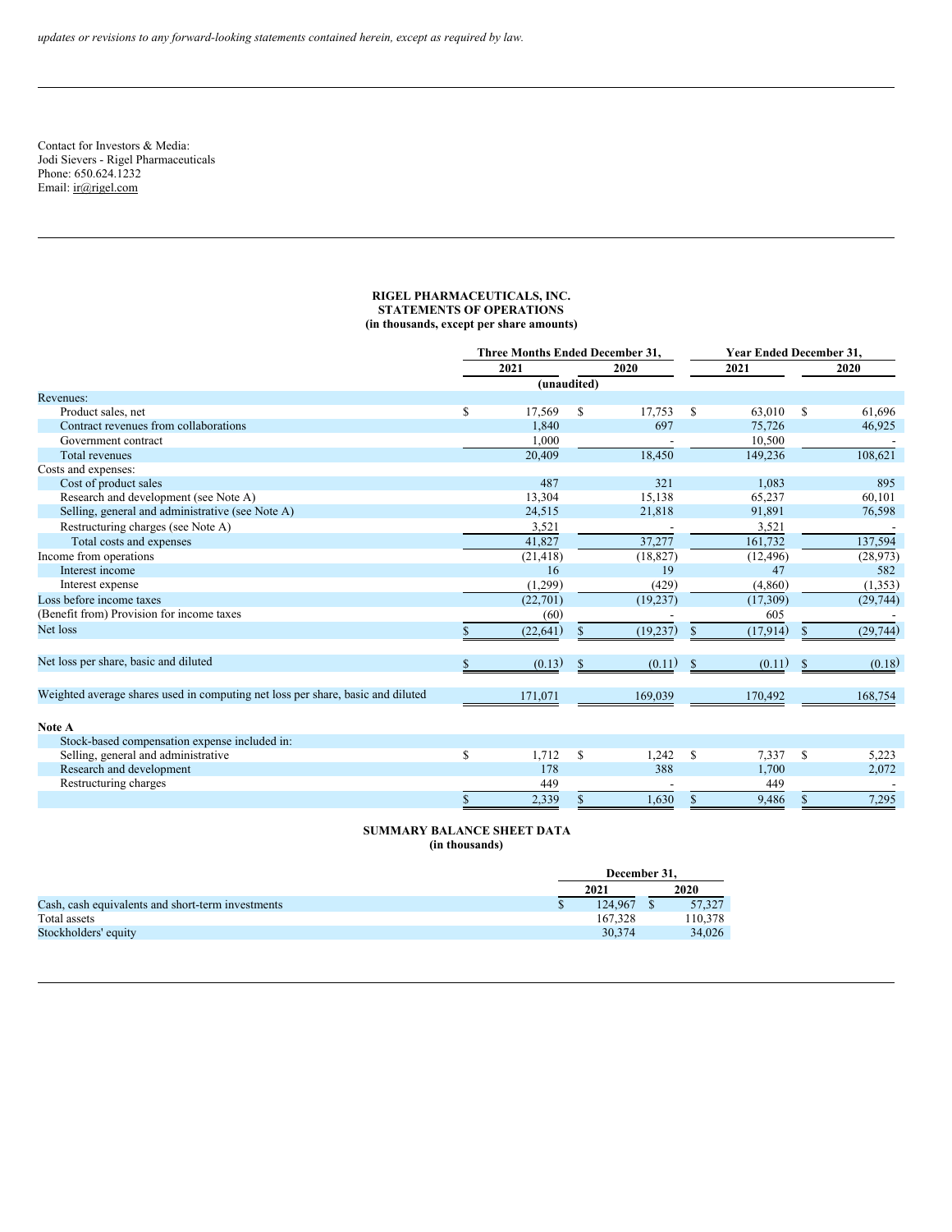*updates or revisions to any forward-looking statements contained herein, except as required by law.*

Contact for Investors & Media:
Jodi Sievers - Rigel Pharmaceuticals
Phone: 650.624.1232
Email: ir@rigel.com

**RIGEL PHARMACEUTICALS, INC.**
**STATEMENTS OF OPERATIONS**
**(in thousands, except per share amounts)**

| | Three Months Ended December 31, | | Year Ended December 31, | |
|---|---|---|---|---|
| | 2021 | 2020 | 2021 | 2020 |
| | (unaudited) | | | |
| Revenues: | | | | |
| Product sales, net | $ 17,569 | $ 17,753 | $ 63,010 | $ 61,696 |
| Contract revenues from collaborations | 1,840 | 697 | 75,726 | 46,925 |
| Government contract | 1,000 | - | 10,500 | - |
| Total revenues | 20,409 | 18,450 | 149,236 | 108,621 |
| Costs and expenses: | | | | |
| Cost of product sales | 487 | 321 | 1,083 | 895 |
| Research and development (see Note A) | 13,304 | 15,138 | 65,237 | 60,101 |
| Selling, general and administrative (see Note A) | 24,515 | 21,818 | 91,891 | 76,598 |
| Restructuring charges (see Note A) | 3,521 | - | 3,521 | - |
| Total costs and expenses | 41,827 | 37,277 | 161,732 | 137,594 |
| Income from operations | (21,418) | (18,827) | (12,496) | (28,973) |
| Interest income | 16 | 19 | 47 | 582 |
| Interest expense | (1,299) | (429) | (4,860) | (1,353) |
| Loss before income taxes | (22,701) | (19,237) | (17,309) | (29,744) |
| (Benefit from) Provision for income taxes | (60) | - | 605 | - |
| Net loss | $ (22,641) | $ (19,237) | $ (17,914) | $ (29,744) |
| Net loss per share, basic and diluted | $ (0.13) | $ (0.11) | $ (0.11) | $ (0.18) |
| Weighted average shares used in computing net loss per share, basic and diluted | 171,071 | 169,039 | 170,492 | 168,754 |
| **Note A** | | | | |
| Stock-based compensation expense included in: | | | | |
| Selling, general and administrative | $ 1,712 | $ 1,242 | $ 7,337 | $ 5,223 |
| Research and development | 178 | 388 | 1,700 | 2,072 |
| Restructuring charges | 449 | - | 449 | - |
| | $ 2,339 | $ 1,630 | $ 9,486 | $ 7,295 |

**SUMMARY BALANCE SHEET DATA**
**(in thousands)**

| | December 31, | |
|---|---|---|
| | 2021 | 2020 |
| Cash, cash equivalents and short-term investments | $ 124,967 | $ 57,327 |
| Total assets | 167,328 | 110,378 |
| Stockholders' equity | 30,374 | 34,026 |